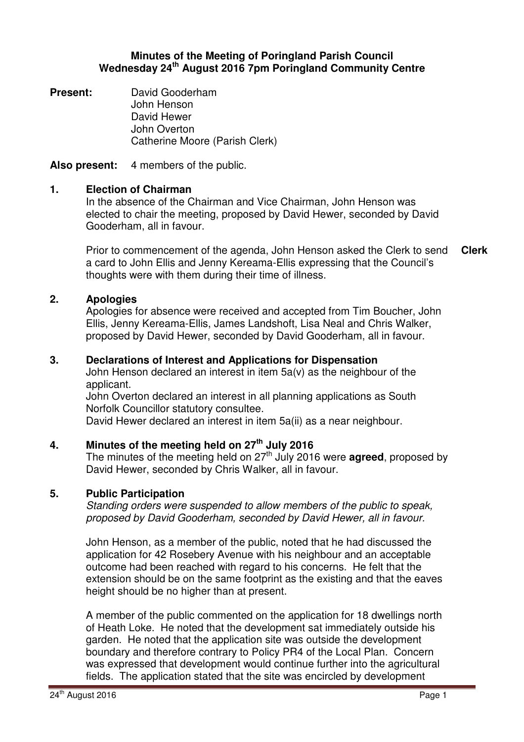**Minutes of the Meeting of Poringland Parish Council**
**Wednesday 24th August 2016 7pm Poringland Community Centre**

**Present:** David Gooderham
John Henson
David Hewer
John Overton
Catherine Moore (Parish Clerk)

**Also present:** 4 members of the public.

## 1. Election of Chairman

In the absence of the Chairman and Vice Chairman, John Henson was elected to chair the meeting, proposed by David Hewer, seconded by David Gooderham, all in favour.

Prior to commencement of the agenda, John Henson asked the Clerk to send a card to John Ellis and Jenny Kereama-Ellis expressing that the Council's thoughts were with them during their time of illness. **Clerk**

## 2. Apologies

Apologies for absence were received and accepted from Tim Boucher, John Ellis, Jenny Kereama-Ellis, James Landshoft, Lisa Neal and Chris Walker, proposed by David Hewer, seconded by David Gooderham, all in favour.

## 3. Declarations of Interest and Applications for Dispensation

John Henson declared an interest in item 5a(v) as the neighbour of the applicant.
John Overton declared an interest in all planning applications as South Norfolk Councillor statutory consultee.
David Hewer declared an interest in item 5a(ii) as a near neighbour.

## 4. Minutes of the meeting held on 27th July 2016

The minutes of the meeting held on 27th July 2016 were **agreed**, proposed by David Hewer, seconded by Chris Walker, all in favour.

## 5. Public Participation

*Standing orders were suspended to allow members of the public to speak, proposed by David Gooderham, seconded by David Hewer, all in favour.*

John Henson, as a member of the public, noted that he had discussed the application for 42 Rosebery Avenue with his neighbour and an acceptable outcome had been reached with regard to his concerns. He felt that the extension should be on the same footprint as the existing and that the eaves height should be no higher than at present.

A member of the public commented on the application for 18 dwellings north of Heath Loke. He noted that the development sat immediately outside his garden. He noted that the application site was outside the development boundary and therefore contrary to Policy PR4 of the Local Plan. Concern was expressed that development would continue further into the agricultural fields. The application stated that the site was encircled by development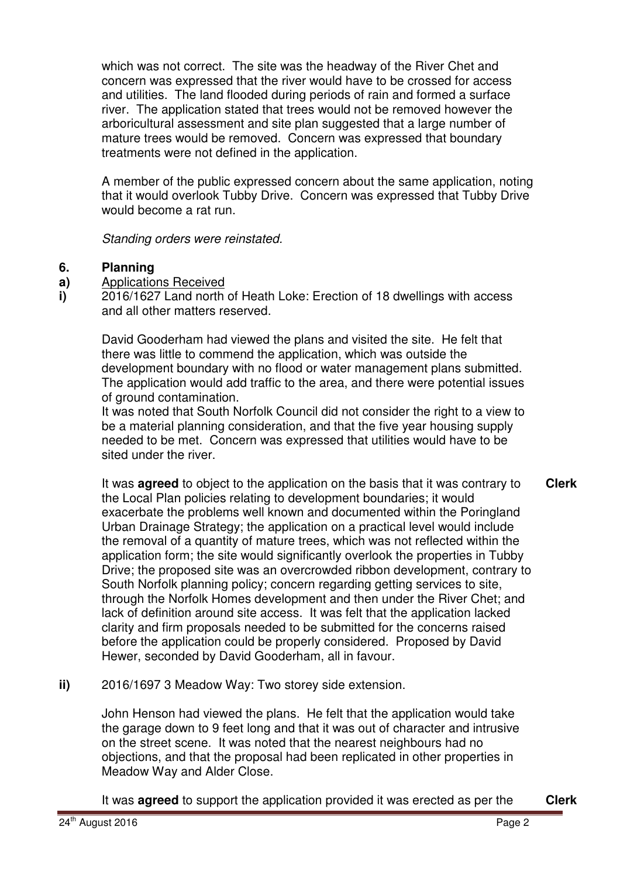which was not correct. The site was the headway of the River Chet and concern was expressed that the river would have to be crossed for access and utilities. The land flooded during periods of rain and formed a surface river. The application stated that trees would not be removed however the arboricultural assessment and site plan suggested that a large number of mature trees would be removed. Concern was expressed that boundary treatments were not defined in the application.

A member of the public expressed concern about the same application, noting that it would overlook Tubby Drive. Concern was expressed that Tubby Drive would become a rat run.

*Standing orders were reinstated.*

## 6. Planning

**a)** Applications Received

**i)** 2016/1627 Land north of Heath Loke: Erection of 18 dwellings with access and all other matters reserved.

David Gooderham had viewed the plans and visited the site. He felt that there was little to commend the application, which was outside the development boundary with no flood or water management plans submitted. The application would add traffic to the area, and there were potential issues of ground contamination.
It was noted that South Norfolk Council did not consider the right to a view to be a material planning consideration, and that the five year housing supply needed to be met. Concern was expressed that utilities would have to be sited under the river.

It was **agreed** to object to the application on the basis that it was contrary to the Local Plan policies relating to development boundaries; it would exacerbate the problems well known and documented within the Poringland Urban Drainage Strategy; the application on a practical level would include the removal of a quantity of mature trees, which was not reflected within the application form; the site would significantly overlook the properties in Tubby Drive; the proposed site was an overcrowded ribbon development, contrary to South Norfolk planning policy; concern regarding getting services to site, through the Norfolk Homes development and then under the River Chet; and lack of definition around site access. It was felt that the application lacked clarity and firm proposals needed to be submitted for the concerns raised before the application could be properly considered. Proposed by David Hewer, seconded by David Gooderham, all in favour. **Clerk**

**ii)** 2016/1697 3 Meadow Way: Two storey side extension.

John Henson had viewed the plans. He felt that the application would take the garage down to 9 feet long and that it was out of character and intrusive on the street scene. It was noted that the nearest neighbours had no objections, and that the proposal had been replicated in other properties in Meadow Way and Alder Close.

It was **agreed** to support the application provided it was erected as per the **Clerk**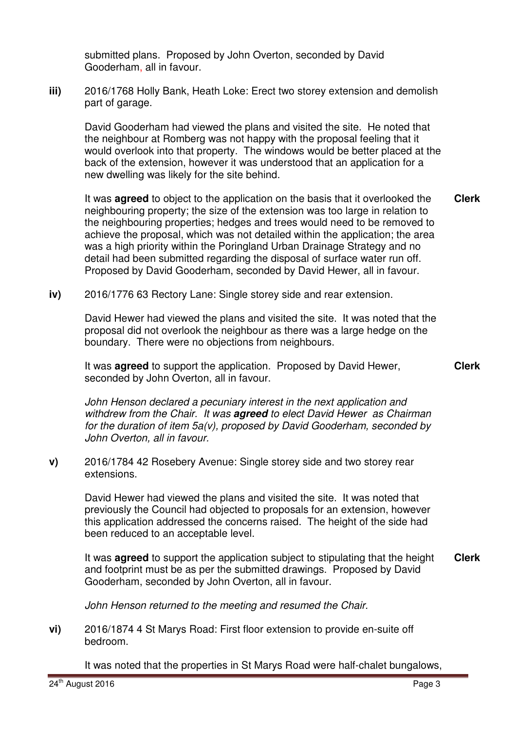submitted plans. Proposed by John Overton, seconded by David Gooderham, all in favour.

**iii)** 2016/1768 Holly Bank, Heath Loke: Erect two storey extension and demolish part of garage.

David Gooderham had viewed the plans and visited the site. He noted that the neighbour at Romberg was not happy with the proposal feeling that it would overlook into that property. The windows would be better placed at the back of the extension, however it was understood that an application for a new dwelling was likely for the site behind.

It was **agreed** to object to the application on the basis that it overlooked the neighbouring property; the size of the extension was too large in relation to the neighbouring properties; hedges and trees would need to be removed to achieve the proposal, which was not detailed within the application; the area was a high priority within the Poringland Urban Drainage Strategy and no detail had been submitted regarding the disposal of surface water run off. Proposed by David Gooderham, seconded by David Hewer, all in favour. **Clerk**

**iv)** 2016/1776 63 Rectory Lane: Single storey side and rear extension.

David Hewer had viewed the plans and visited the site. It was noted that the proposal did not overlook the neighbour as there was a large hedge on the boundary. There were no objections from neighbours.

It was **agreed** to support the application. Proposed by David Hewer, seconded by John Overton, all in favour. **Clerk**

*John Henson declared a pecuniary interest in the next application and withdrew from the Chair. It was **agreed** to elect David Hewer as Chairman for the duration of item 5a(v), proposed by David Gooderham, seconded by John Overton, all in favour.*

**v)** 2016/1784 42 Rosebery Avenue: Single storey side and two storey rear extensions.

David Hewer had viewed the plans and visited the site. It was noted that previously the Council had objected to proposals for an extension, however this application addressed the concerns raised. The height of the side had been reduced to an acceptable level.

It was **agreed** to support the application subject to stipulating that the height and footprint must be as per the submitted drawings. Proposed by David Gooderham, seconded by John Overton, all in favour. **Clerk**

*John Henson returned to the meeting and resumed the Chair.*

**vi)** 2016/1874 4 St Marys Road: First floor extension to provide en-suite off bedroom.

It was noted that the properties in St Marys Road were half-chalet bungalows,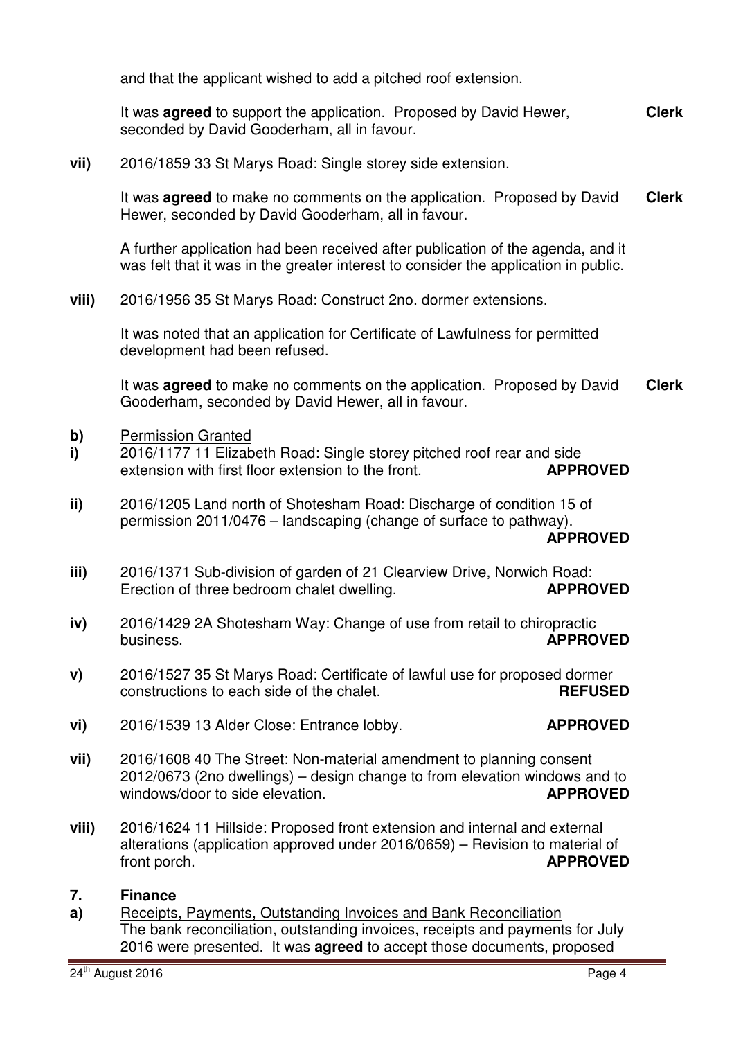and that the applicant wished to add a pitched roof extension.

It was **agreed** to support the application. Proposed by David Hewer, seconded by David Gooderham, all in favour. **Clerk**

**vii)** 2016/1859 33 St Marys Road: Single storey side extension.

It was **agreed** to make no comments on the application. Proposed by David Hewer, seconded by David Gooderham, all in favour. **Clerk**

A further application had been received after publication of the agenda, and it was felt that it was in the greater interest to consider the application in public.

**viii)** 2016/1956 35 St Marys Road: Construct 2no. dormer extensions.

It was noted that an application for Certificate of Lawfulness for permitted development had been refused.

It was **agreed** to make no comments on the application. Proposed by David Gooderham, seconded by David Hewer, all in favour. **Clerk**

**b)** Permission Granted

**i)** 2016/1177 11 Elizabeth Road: Single storey pitched roof rear and side extension with first floor extension to the front. **APPROVED**

**ii)** 2016/1205 Land north of Shotesham Road: Discharge of condition 15 of permission 2011/0476 – landscaping (change of surface to pathway). **APPROVED**

**iii)** 2016/1371 Sub-division of garden of 21 Clearview Drive, Norwich Road: Erection of three bedroom chalet dwelling. **APPROVED**

**iv)** 2016/1429 2A Shotesham Way: Change of use from retail to chiropractic business. **APPROVED**

**v)** 2016/1527 35 St Marys Road: Certificate of lawful use for proposed dormer constructions to each side of the chalet. **REFUSED**

**vi)** 2016/1539 13 Alder Close: Entrance lobby. **APPROVED**

**vii)** 2016/1608 40 The Street: Non-material amendment to planning consent 2012/0673 (2no dwellings) – design change to from elevation windows and to windows/door to side elevation. **APPROVED**

**viii)** 2016/1624 11 Hillside: Proposed front extension and internal and external alterations (application approved under 2016/0659) – Revision to material of front porch. **APPROVED**

## 7. Finance

**a)** Receipts, Payments, Outstanding Invoices and Bank Reconciliation
The bank reconciliation, outstanding invoices, receipts and payments for July 2016 were presented. It was **agreed** to accept those documents, proposed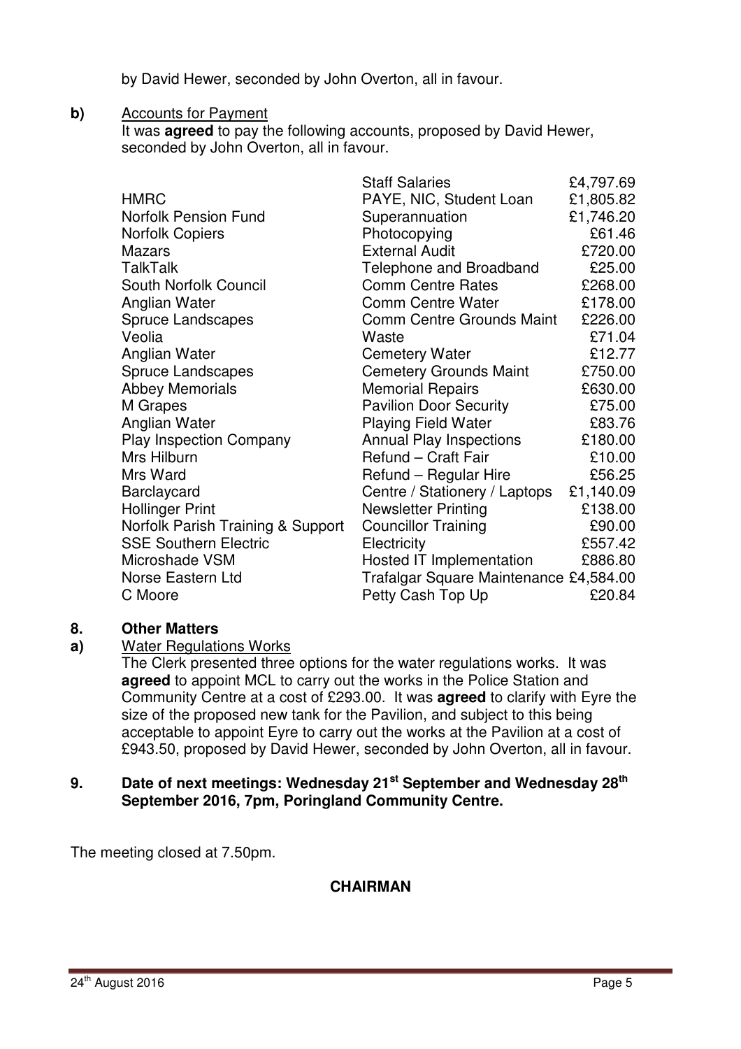by David Hewer, seconded by John Overton, all in favour.

**b)** Accounts for Payment

It was **agreed** to pay the following accounts, proposed by David Hewer, seconded by John Overton, all in favour.

| | | |
|---|---|---|
| | Staff Salaries | £4,797.69 |
| HMRC | PAYE, NIC, Student Loan | £1,805.82 |
| Norfolk Pension Fund | Superannuation | £1,746.20 |
| Norfolk Copiers | Photocopying | £61.46 |
| Mazars | External Audit | £720.00 |
| TalkTalk | Telephone and Broadband | £25.00 |
| South Norfolk Council | Comm Centre Rates | £268.00 |
| Anglian Water | Comm Centre Water | £178.00 |
| Spruce Landscapes | Comm Centre Grounds Maint | £226.00 |
| Veolia | Waste | £71.04 |
| Anglian Water | Cemetery Water | £12.77 |
| Spruce Landscapes | Cemetery Grounds Maint | £750.00 |
| Abbey Memorials | Memorial Repairs | £630.00 |
| M Grapes | Pavilion Door Security | £75.00 |
| Anglian Water | Playing Field Water | £83.76 |
| Play Inspection Company | Annual Play Inspections | £180.00 |
| Mrs Hilburn | Refund – Craft Fair | £10.00 |
| Mrs Ward | Refund – Regular Hire | £56.25 |
| Barclaycard | Centre / Stationery / Laptops | £1,140.09 |
| Hollinger Print | Newsletter Printing | £138.00 |
| Norfolk Parish Training & Support | Councillor Training | £90.00 |
| SSE Southern Electric | Electricity | £557.42 |
| Microshade VSM | Hosted IT Implementation | £886.80 |
| Norse Eastern Ltd | Trafalgar Square Maintenance | £4,584.00 |
| C Moore | Petty Cash Top Up | £20.84 |

## 8. Other Matters

**a)** Water Regulations Works

The Clerk presented three options for the water regulations works. It was **agreed** to appoint MCL to carry out the works in the Police Station and Community Centre at a cost of £293.00. It was **agreed** to clarify with Eyre the size of the proposed new tank for the Pavilion, and subject to this being acceptable to appoint Eyre to carry out the works at the Pavilion at a cost of £943.50, proposed by David Hewer, seconded by John Overton, all in favour.

## 9. Date of next meetings: Wednesday 21st September and Wednesday 28th September 2016, 7pm, Poringland Community Centre.

The meeting closed at 7.50pm.

**CHAIRMAN**